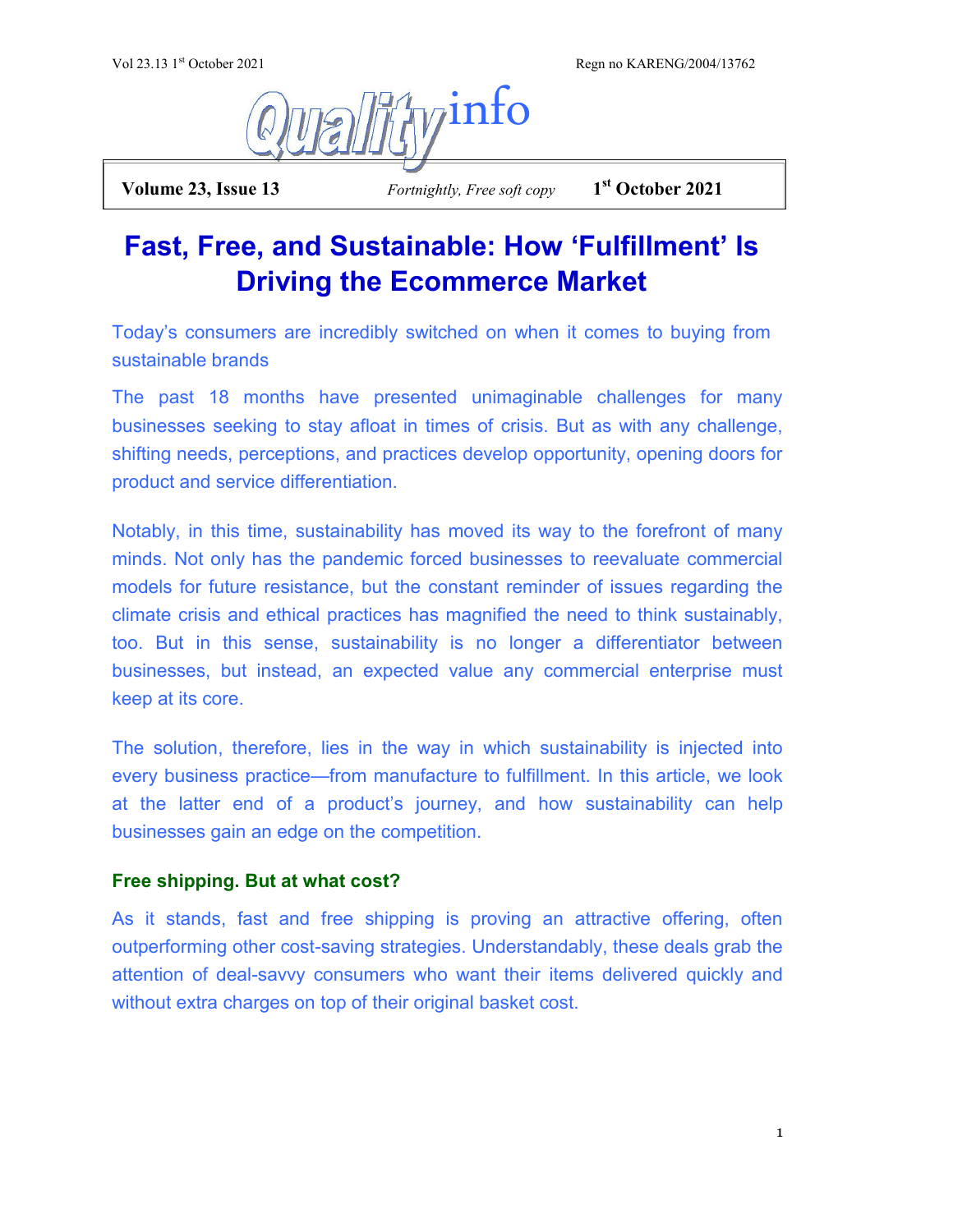# Fast, Free, and Sustainable: How 'Fulfillment' Is Driving the Ecommerce Market

Today's consumers are incredibly switched on when it comes to buying from sustainable brands

The past 18 months have presented unimaginable challenges for many businesses seeking to stay afloat in times of crisis. But as with any challenge, shifting needs, perceptions, and practices develop opportunity, opening doors for product and service differentiation.

Notably, in this time, sustainability has moved its way to the forefront of many minds. Not only has the pandemic forced businesses to reevaluate commercial models for future resistance, but the constant reminder of issues regarding the climate crisis and ethical practices has magnified the need to think sustainably, too. But in this sense, sustainability is no longer a differentiator between businesses, but instead, an expected value any commercial enterprise must keep at its core.

The solution, therefore, lies in the way in which sustainability is injected into every business practice—from manufacture to fulfillment. In this article, we look at the latter end of a product's journey, and how sustainability can help businesses gain an edge on the competition.

### Free shipping. But at what cost?

As it stands, fast and free shipping is proving an attractive offering, often outperforming other cost-saving strategies. Understandably, these deals grab the attention of deal-savvy consumers who want their items delivered quickly and without extra charges on top of their original basket cost.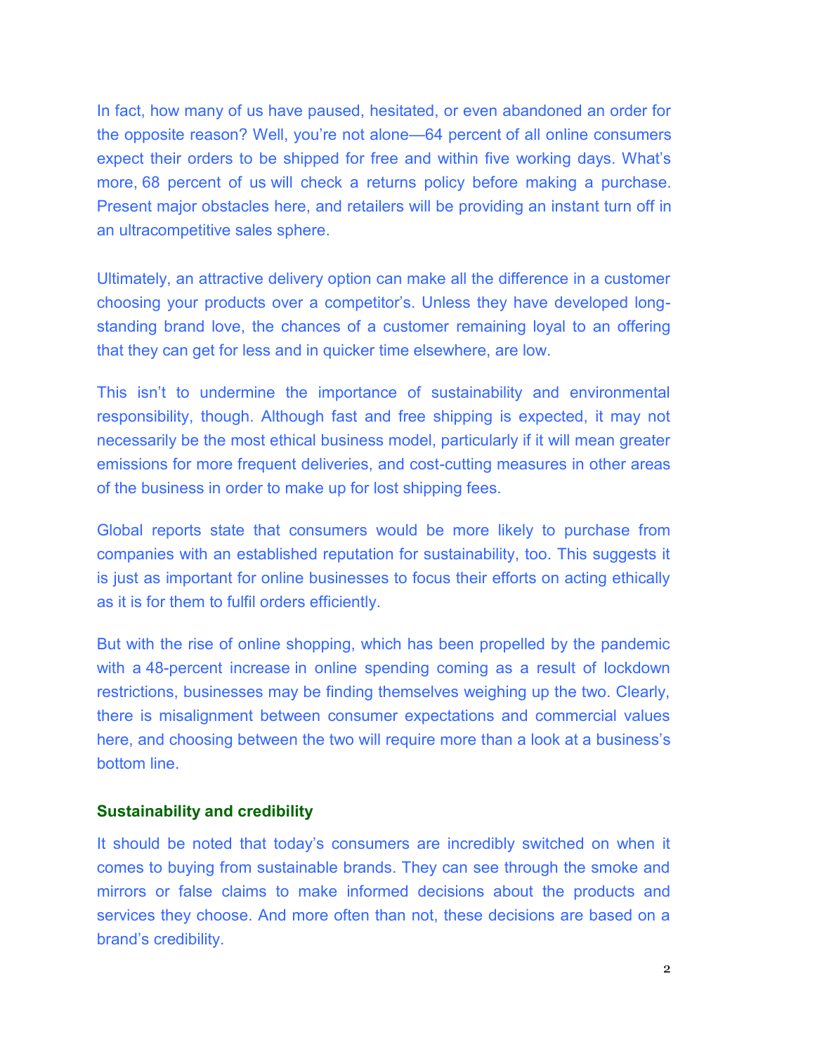In fact, how many of us have paused, hesitated, or even abandoned an order for the opposite reason? Well, you're not alone—64 percent of all online consumers expect their orders to be shipped for free and within five working days. What's more, 68 percent of us will check a returns policy before making a purchase. Present major obstacles here, and retailers will be providing an instant turn off in an ultracompetitive sales sphere.

Ultimately, an attractive delivery option can make all the difference in a customer choosing your products over a competitor's. Unless they have developed long-standing brand love, the chances of a customer remaining loyal to an offering that they can get for less and in quicker time elsewhere, are low.

This isn't to undermine the importance of sustainability and environmental responsibility, though. Although fast and free shipping is expected, it may not necessarily be the most ethical business model, particularly if it will mean greater emissions for more frequent deliveries, and cost-cutting measures in other areas of the business in order to make up for lost shipping fees.

Global reports state that consumers would be more likely to purchase from companies with an established reputation for sustainability, too. This suggests it is just as important for online businesses to focus their efforts on acting ethically as it is for them to fulfil orders efficiently.

But with the rise of online shopping, which has been propelled by the pandemic with a 48-percent increase in online spending coming as a result of lockdown restrictions, businesses may be finding themselves weighing up the two. Clearly, there is misalignment between consumer expectations and commercial values here, and choosing between the two will require more than a look at a business's bottom line.

### Sustainability and credibility

It should be noted that today's consumers are incredibly switched on when it comes to buying from sustainable brands. They can see through the smoke and mirrors or false claims to make informed decisions about the products and services they choose. And more often than not, these decisions are based on a brand's credibility.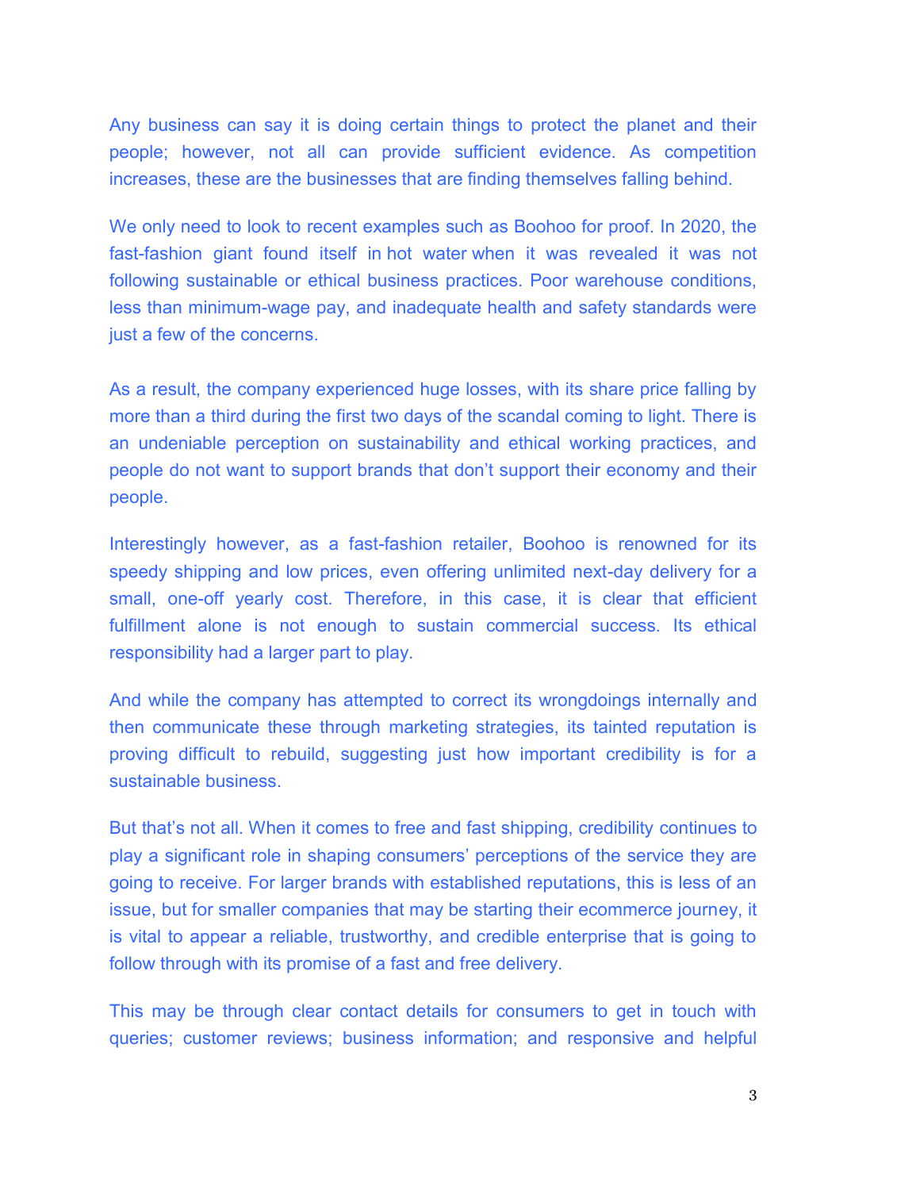Any business can say it is doing certain things to protect the planet and their people; however, not all can provide sufficient evidence. As competition increases, these are the businesses that are finding themselves falling behind.

We only need to look to recent examples such as Boohoo for proof. In 2020, the fast-fashion giant found itself in hot water when it was revealed it was not following sustainable or ethical business practices. Poor warehouse conditions, less than minimum-wage pay, and inadequate health and safety standards were just a few of the concerns.

As a result, the company experienced huge losses, with its share price falling by more than a third during the first two days of the scandal coming to light. There is an undeniable perception on sustainability and ethical working practices, and people do not want to support brands that don't support their economy and their people.

Interestingly however, as a fast-fashion retailer, Boohoo is renowned for its speedy shipping and low prices, even offering unlimited next-day delivery for a small, one-off yearly cost. Therefore, in this case, it is clear that efficient fulfillment alone is not enough to sustain commercial success. Its ethical responsibility had a larger part to play.

And while the company has attempted to correct its wrongdoings internally and then communicate these through marketing strategies, its tainted reputation is proving difficult to rebuild, suggesting just how important credibility is for a sustainable business.

But that's not all. When it comes to free and fast shipping, credibility continues to play a significant role in shaping consumers' perceptions of the service they are going to receive. For larger brands with established reputations, this is less of an issue, but for smaller companies that may be starting their ecommerce journey, it is vital to appear a reliable, trustworthy, and credible enterprise that is going to follow through with its promise of a fast and free delivery.

This may be through clear contact details for consumers to get in touch with queries; customer reviews; business information; and responsive and helpful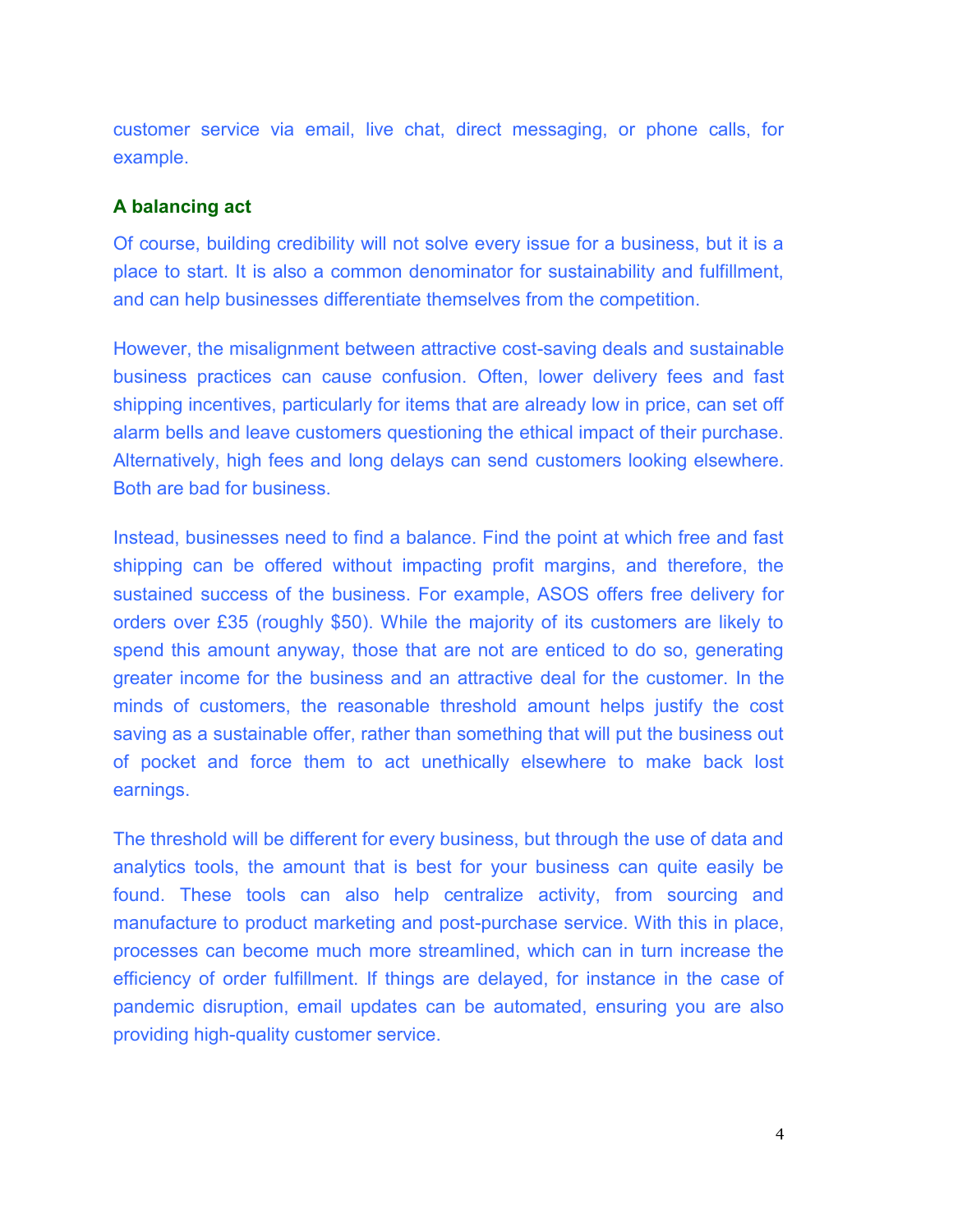customer service via email, live chat, direct messaging, or phone calls, for example.

**A balancing act**

Of course, building credibility will not solve every issue for a business, but it is a place to start. It is also a common denominator for sustainability and fulfillment, and can help businesses differentiate themselves from the competition.

However, the misalignment between attractive cost-saving deals and sustainable business practices can cause confusion. Often, lower delivery fees and fast shipping incentives, particularly for items that are already low in price, can set off alarm bells and leave customers questioning the ethical impact of their purchase. Alternatively, high fees and long delays can send customers looking elsewhere. Both are bad for business.

Instead, businesses need to find a balance. Find the point at which free and fast shipping can be offered without impacting profit margins, and therefore, the sustained success of the business. For example, ASOS offers free delivery for orders over £35 (roughly $50). While the majority of its customers are likely to spend this amount anyway, those that are not are enticed to do so, generating greater income for the business and an attractive deal for the customer. In the minds of customers, the reasonable threshold amount helps justify the cost saving as a sustainable offer, rather than something that will put the business out of pocket and force them to act unethically elsewhere to make back lost earnings.

The threshold will be different for every business, but through the use of data and analytics tools, the amount that is best for your business can quite easily be found. These tools can also help centralize activity, from sourcing and manufacture to product marketing and post-purchase service. With this in place, processes can become much more streamlined, which can in turn increase the efficiency of order fulfillment. If things are delayed, for instance in the case of pandemic disruption, email updates can be automated, ensuring you are also providing high-quality customer service.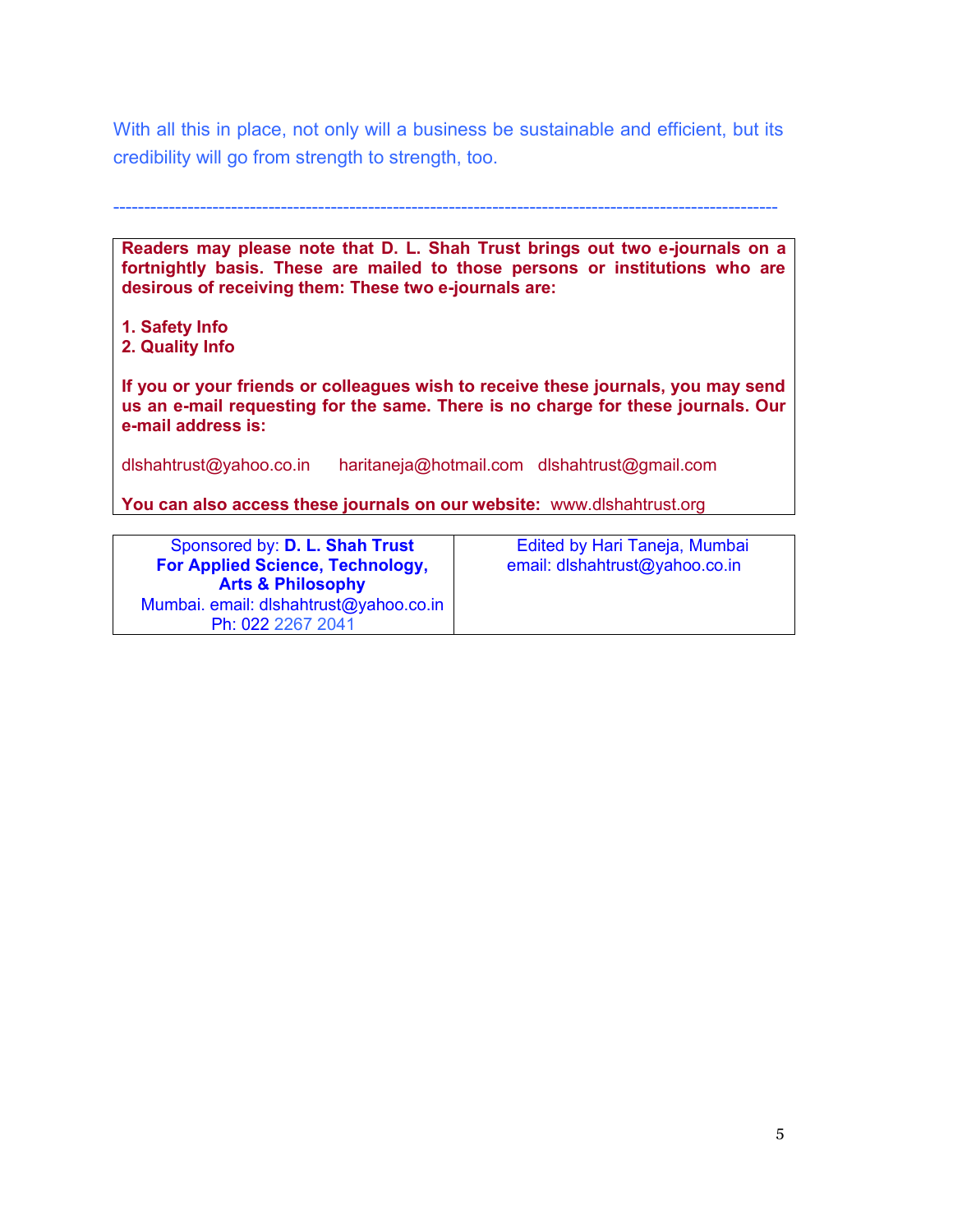With all this in place, not only will a business be sustainable and efficient, but its credibility will go from strength to strength, too.

---

**Readers may please note that D. L. Shah Trust brings out two e-journals on a fortnightly basis. These are mailed to those persons or institutions who are desirous of receiving them: These two e-journals are:**

**1. Safety Info**
**2. Quality Info**

**If you or your friends or colleagues wish to receive these journals, you may send us an e-mail requesting for the same. There is no charge for these journals. Our e-mail address is:**

dlshahtrust@yahoo.co.in   haritaneja@hotmail.com   dlshahtrust@gmail.com

**You can also access these journals on our website:** www.dlshahtrust.org

| | |
|---|---|
| Sponsored by: **D. L. Shah Trust For Applied Science, Technology, Arts & Philosophy** Mumbai. email: dlshahtrust@yahoo.co.in Ph: 022 2267 2041 | Edited by Hari Taneja, Mumbai email: dlshahtrust@yahoo.co.in |